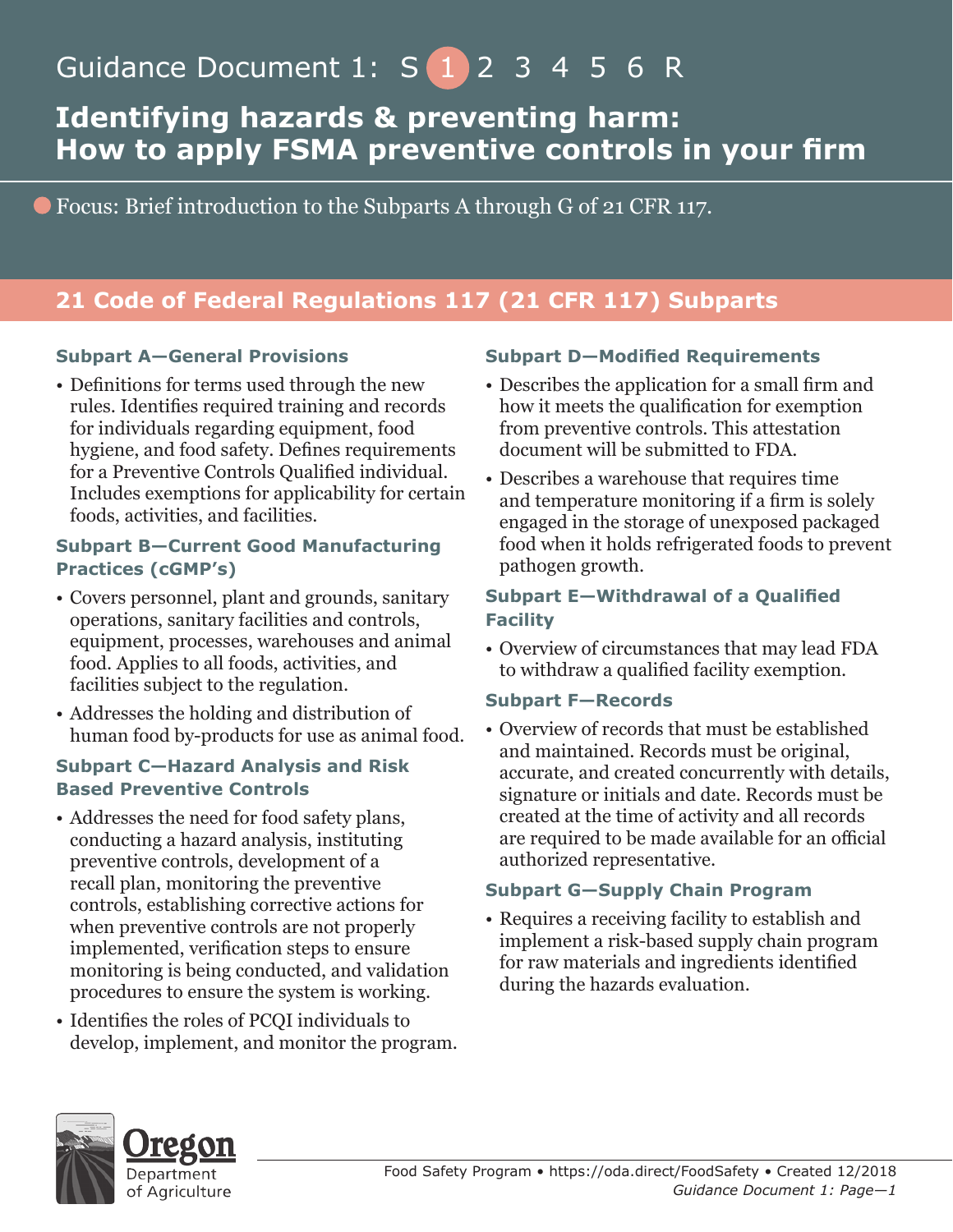Guidance Document 1: S 1 2 3 4 5 6 R

# Identifying hazards & preventing harm: How to apply FSMA preventive controls in your firm

Focus: Brief introduction to the Subparts A through G of 21 CFR 117.

## 21 Code of Federal Regulations 117 (21 CFR 117) Subparts

### Subpart A—General Provisions

- Definitions for terms used through the new rules. Identifies required training and records for individuals regarding equipment, food hygiene, and food safety. Defines requirements for a Preventive Controls Qualified individual. Includes exemptions for applicability for certain foods, activities, and facilities.

### Subpart B—Current Good Manufacturing Practices (cGMP's)

- Covers personnel, plant and grounds, sanitary operations, sanitary facilities and controls, equipment, processes, warehouses and animal food. Applies to all foods, activities, and facilities subject to the regulation.
- Addresses the holding and distribution of human food by-products for use as animal food.

### Subpart C—Hazard Analysis and Risk Based Preventive Controls

- Addresses the need for food safety plans, conducting a hazard analysis, instituting preventive controls, development of a recall plan, monitoring the preventive controls, establishing corrective actions for when preventive controls are not properly implemented, verification steps to ensure monitoring is being conducted, and validation procedures to ensure the system is working.
- Identifies the roles of PCQI individuals to develop, implement, and monitor the program.

### Subpart D—Modified Requirements

- Describes the application for a small firm and how it meets the qualification for exemption from preventive controls. This attestation document will be submitted to FDA.
- Describes a warehouse that requires time and temperature monitoring if a firm is solely engaged in the storage of unexposed packaged food when it holds refrigerated foods to prevent pathogen growth.

### Subpart E—Withdrawal of a Qualified Facility

- Overview of circumstances that may lead FDA to withdraw a qualified facility exemption.

### Subpart F—Records

- Overview of records that must be established and maintained. Records must be original, accurate, and created concurrently with details, signature or initials and date. Records must be created at the time of activity and all records are required to be made available for an official authorized representative.

### Subpart G—Supply Chain Program

- Requires a receiving facility to establish and implement a risk-based supply chain program for raw materials and ingredients identified during the hazards evaluation.

Oregon Department of Agriculture

Food Safety Program • https://oda.direct/FoodSafety • Created 12/2018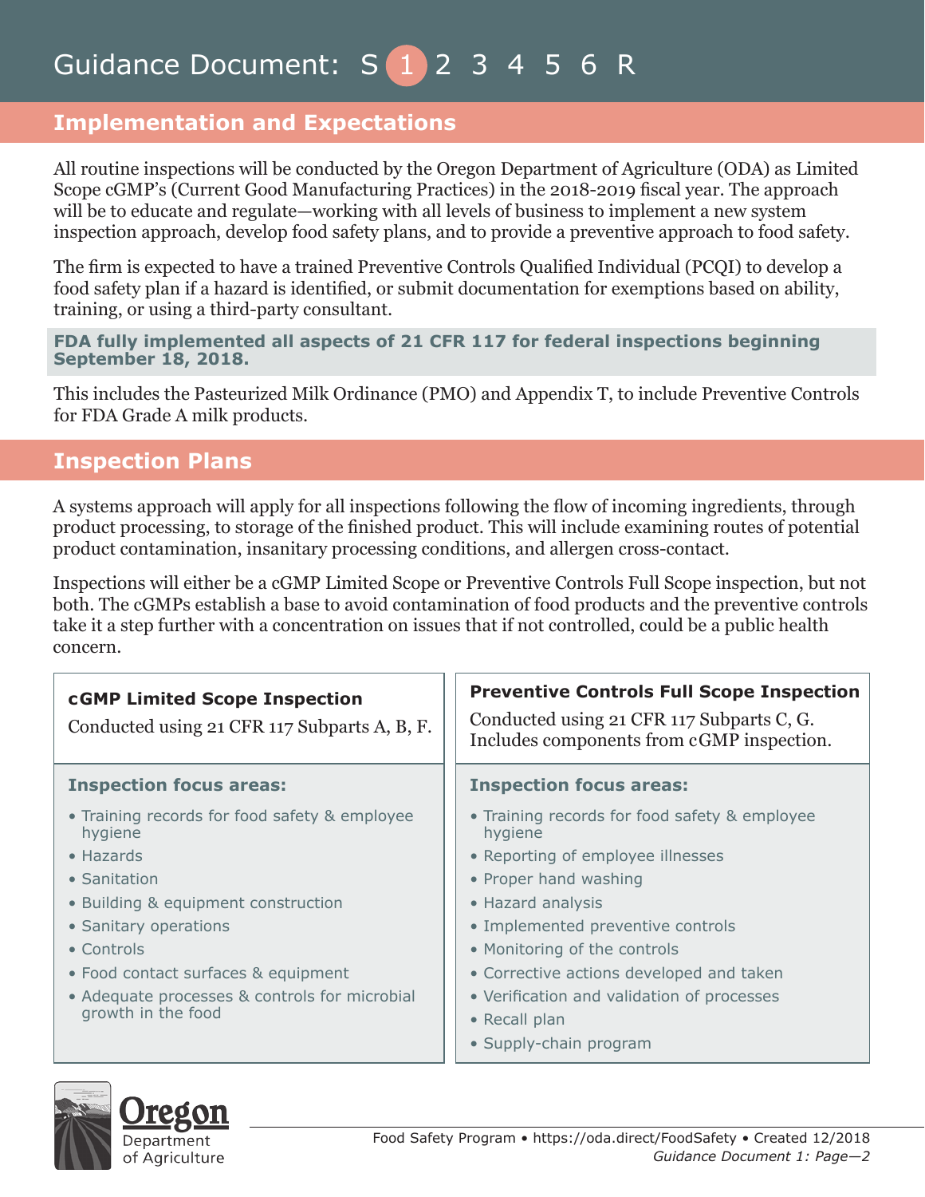Guidance Document: S 1 2 3 4 5 6 R

## Implementation and Expectations

All routine inspections will be conducted by the Oregon Department of Agriculture (ODA) as Limited Scope cGMP's (Current Good Manufacturing Practices) in the 2018-2019 fiscal year. The approach will be to educate and regulate—working with all levels of business to implement a new system inspection approach, develop food safety plans, and to provide a preventive approach to food safety.

The firm is expected to have a trained Preventive Controls Qualified Individual (PCQI) to develop a food safety plan if a hazard is identified, or submit documentation for exemptions based on ability, training, or using a third-party consultant.

**FDA fully implemented all aspects of 21 CFR 117 for federal inspections beginning September 18, 2018.**

This includes the Pasteurized Milk Ordinance (PMO) and Appendix T, to include Preventive Controls for FDA Grade A milk products.

## Inspection Plans

A systems approach will apply for all inspections following the flow of incoming ingredients, through product processing, to storage of the finished product. This will include examining routes of potential product contamination, insanitary processing conditions, and allergen cross-contact.

Inspections will either be a cGMP Limited Scope or Preventive Controls Full Scope inspection, but not both. The cGMPs establish a base to avoid contamination of food products and the preventive controls take it a step further with a concentration on issues that if not controlled, could be a public health concern.

### cGMP Limited Scope Inspection

Conducted using 21 CFR 117 Subparts A, B, F.

**Inspection focus areas:**

- Training records for food safety & employee hygiene
- Hazards
- Sanitation
- Building & equipment construction
- Sanitary operations
- Controls
- Food contact surfaces & equipment
- Adequate processes & controls for microbial growth in the food

### Preventive Controls Full Scope Inspection

Conducted using 21 CFR 117 Subparts C, G. Includes components from cGMP inspection.

**Inspection focus areas:**

- Training records for food safety & employee hygiene
- Reporting of employee illnesses
- Proper hand washing
- Hazard analysis
- Implemented preventive controls
- Monitoring of the controls
- Corrective actions developed and taken
- Verification and validation of processes
- Recall plan
- Supply-chain program